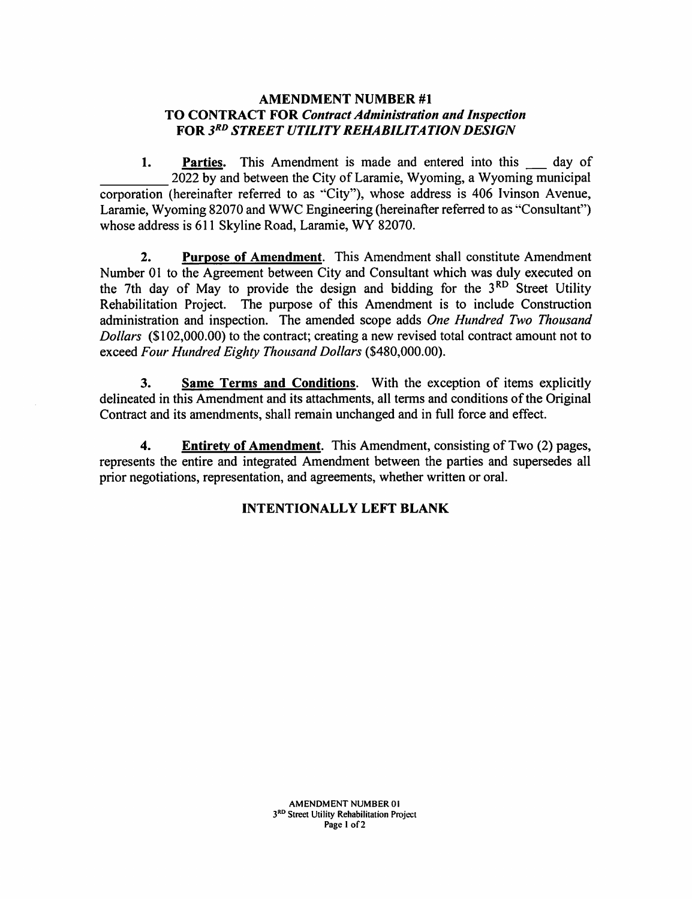# AMENDMENT NUMBER #1
## TO CONTRACT FOR *Contract Administration and Inspection*
## FOR *3RD STREET UTILITY REHABILITATION DESIGN*

**1.** **Parties.** This Amendment is made and entered into this ___ day of _________ 2022 by and between the City of Laramie, Wyoming, a Wyoming municipal corporation (hereinafter referred to as "City"), whose address is 406 Ivinson Avenue, Laramie, Wyoming 82070 and WWC Engineering (hereinafter referred to as "Consultant") whose address is 611 Skyline Road, Laramie, WY 82070.

**2.** **Purpose of Amendment**. This Amendment shall constitute Amendment Number 01 to the Agreement between City and Consultant which was duly executed on the 7th day of May to provide the design and bidding for the 3RD Street Utility Rehabilitation Project. The purpose of this Amendment is to include Construction administration and inspection. The amended scope adds *One Hundred Two Thousand Dollars* ($102,000.00) to the contract; creating a new revised total contract amount not to exceed *Four Hundred Eighty Thousand Dollars* ($480,000.00).

**3.** **Same Terms and Conditions**. With the exception of items explicitly delineated in this Amendment and its attachments, all terms and conditions of the Original Contract and its amendments, shall remain unchanged and in full force and effect.

**4.** **Entirety of Amendment**. This Amendment, consisting of Two (2) pages, represents the entire and integrated Amendment between the parties and supersedes all prior negotiations, representation, and agreements, whether written or oral.

**INTENTIONALLY LEFT BLANK**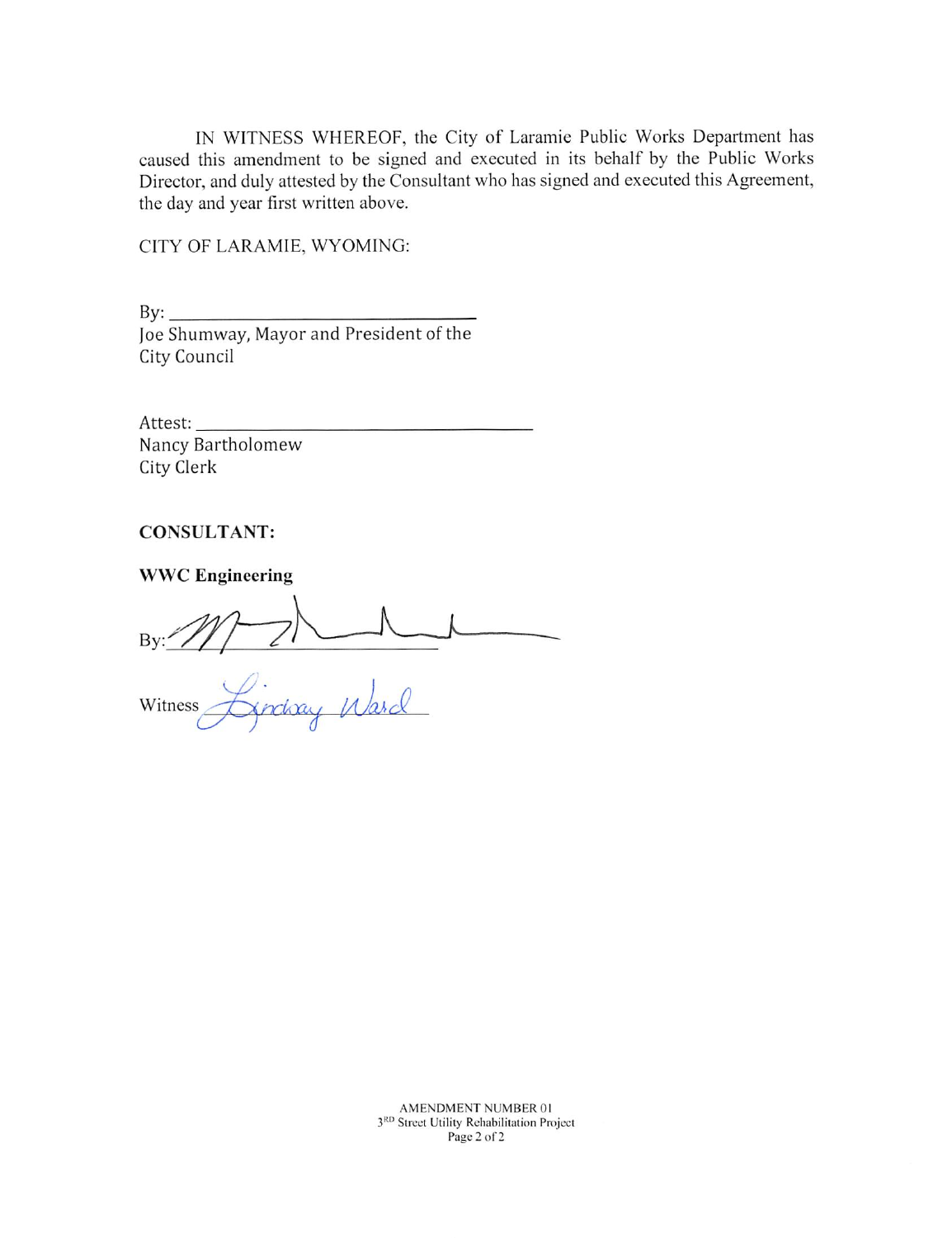IN WITNESS WHEREOF, the City of Laramie Public Works Department has caused this amendment to be signed and executed in its behalf by the Public Works Director, and duly attested by the Consultant who has signed and executed this Agreement, the day and year first written above.

CITY OF LARAMIE, WYOMING:

By: ___________________________
Joe Shumway, Mayor and President of the City Council

Attest: ___________________________
Nancy Bartholomew
City Clerk

**CONSULTANT:**

**WWC Engineering**

By: ___________________________

Witness Lindsay Ward